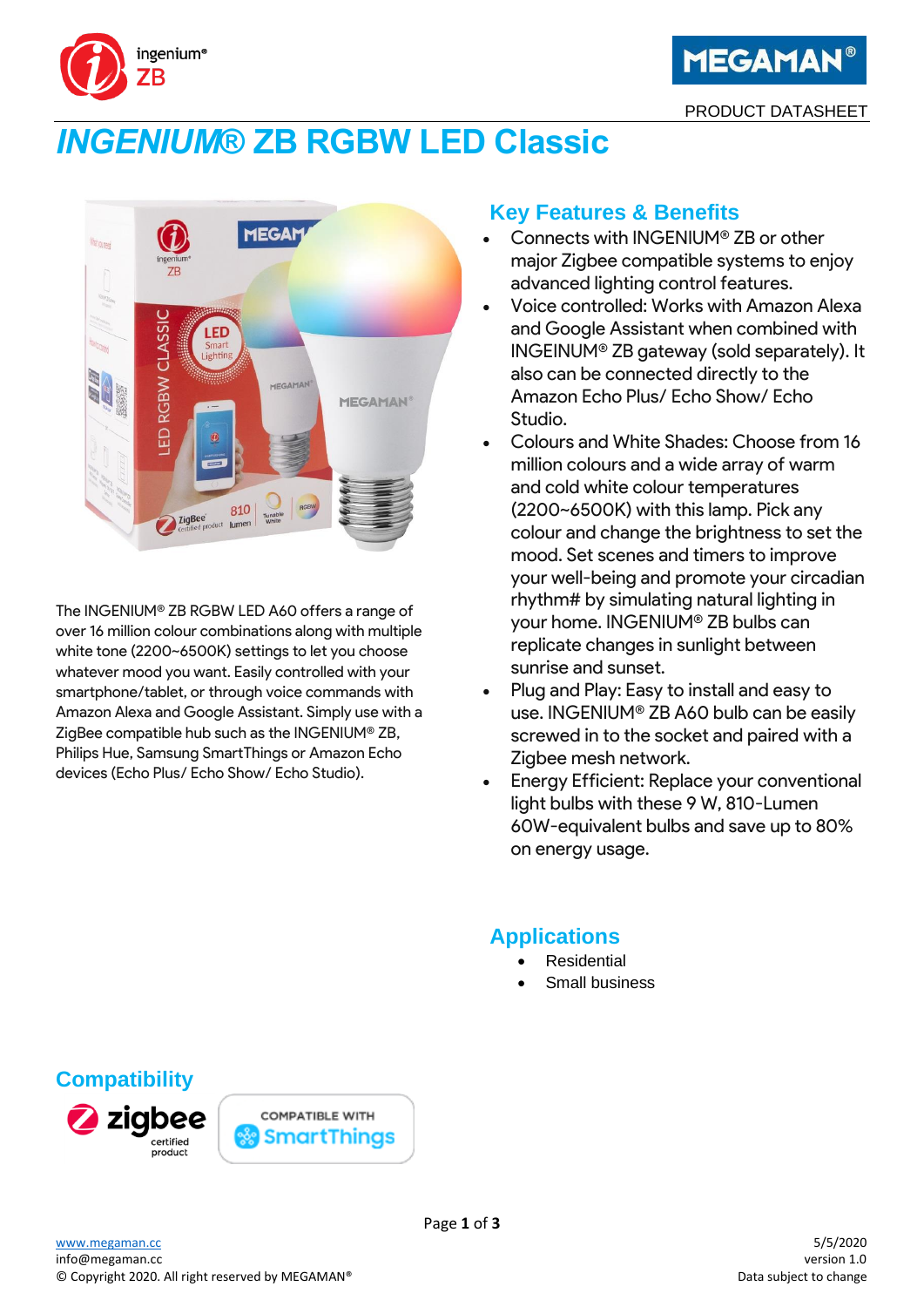PRODUCT DATASHEET

# *INGENIUM*® ZB RGBW LED Classic

The INGENIUM® ZB RGBW LED A60 offers a range of over 16 million colour combinations along with multiple white tone (2200~6500K) settings to let you choose whatever mood you want. Easily controlled with your smartphone/tablet, or through voice commands with Amazon Alexa and Google Assistant. Simply use with a ZigBee compatible hub such as the INGENIUM® ZB, Philips Hue, Samsung SmartThings or Amazon Echo devices (Echo Plus/ Echo Show/ Echo Studio).

## Key Features & Benefits

- Connects with INGENIUM® ZB or other major Zigbee compatible systems to enjoy advanced lighting control features.
- Voice controlled: Works with Amazon Alexa and Google Assistant when combined with INGEINUM® ZB gateway (sold separately). It also can be connected directly to the Amazon Echo Plus/ Echo Show/ Echo Studio.
- Colours and White Shades: Choose from 16 million colours and a wide array of warm and cold white colour temperatures (2200~6500K) with this lamp. Pick any colour and change the brightness to set the mood. Set scenes and timers to improve your well-being and promote your circadian rhythm# by simulating natural lighting in your home. INGENIUM® ZB bulbs can replicate changes in sunlight between sunrise and sunset.
- Plug and Play: Easy to install and easy to use. INGENIUM® ZB A60 bulb can be easily screwed in to the socket and paired with a Zigbee mesh network.
- Energy Efficient: Replace your conventional light bulbs with these 9 W, 810-Lumen 60W-equivalent bulbs and save up to 80% on energy usage.

## Applications

- Residential
- Small business

## Compatibility

zigbee certified product

COMPATIBLE WITH SmartThings

www.megaman.cc
info@megaman.cc
© Copyright 2020. All right reserved by MEGAMAN®

5/5/2020
version 1.0
Data subject to change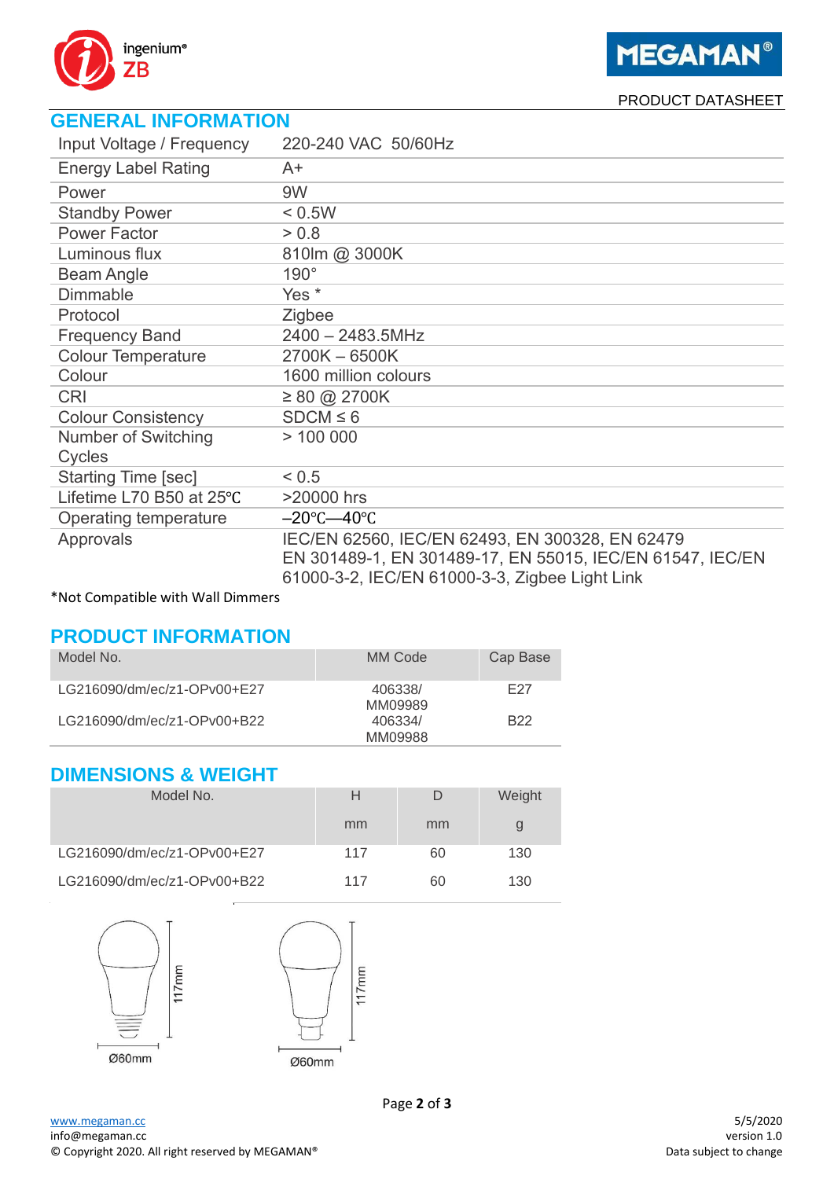PRODUCT DATASHEET

## GENERAL INFORMATION

| | |
|---|---|
| Input Voltage / Frequency | 220-240 VAC 50/60Hz |
| Energy Label Rating | A+ |
| Power | 9W |
| Standby Power | < 0.5W |
| Power Factor | > 0.8 |
| Luminous flux | 810lm @ 3000K |
| Beam Angle | 190° |
| Dimmable | Yes * |
| Protocol | Zigbee |
| Frequency Band | 2400 – 2483.5MHz |
| Colour Temperature | 2700K – 6500K |
| Colour | 1600 million colours |
| CRI | ≥ 80 @ 2700K |
| Colour Consistency | SDCM ≤ 6 |
| Number of Switching Cycles | > 100 000 |
| Starting Time [sec] | < 0.5 |
| Lifetime L70 B50 at 25℃ | >20000 hrs |
| Operating temperature | –20℃—40℃ |
| Approvals | IEC/EN 62560, IEC/EN 62493, EN 300328, EN 62479 EN 301489-1, EN 301489-17, EN 55015, IEC/EN 61547, IEC/EN 61000-3-2, IEC/EN 61000-3-3, Zigbee Light Link |

*Not Compatible with Wall Dimmers

## PRODUCT INFORMATION

| Model No. | MM Code | Cap Base |
|---|---|---|
| LG216090/dm/ec/z1-OPv00+E27 | 406338/ MM09989 | E27 |
| LG216090/dm/ec/z1-OPv00+B22 | 406334/ MM09988 | B22 |

## DIMENSIONS & WEIGHT

| Model No. | H | D | Weight |
|---|---|---|---|
| | mm | mm | g |
| LG216090/dm/ec/z1-OPv00+E27 | 117 | 60 | 130 |
| LG216090/dm/ec/z1-OPv00+B22 | 117 | 60 | 130 |

117mm  
Ø60mm

117mm  
Ø60mm

www.megaman.cc  
info@megaman.cc  
© Copyright 2020. All right reserved by MEGAMAN®

5/5/2020  
version 1.0  
Data subject to change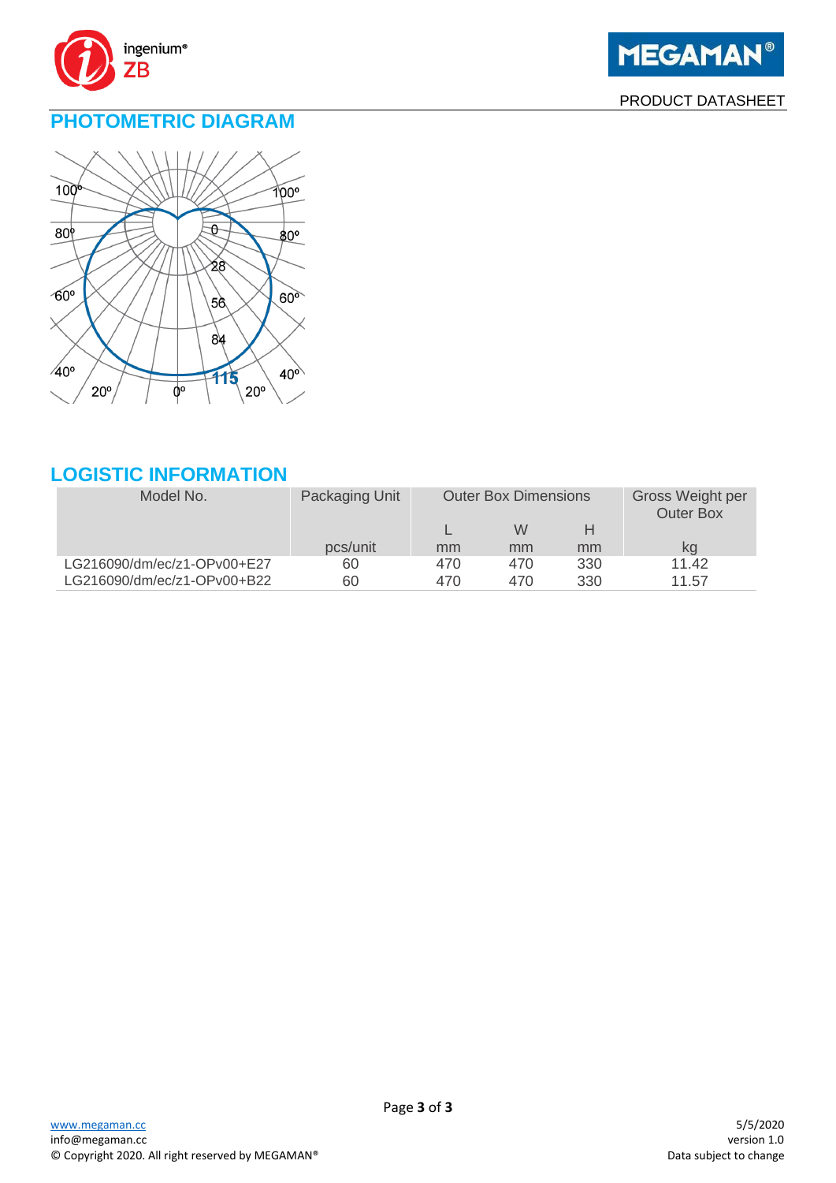## PHOTOMETRIC DIAGRAM

100° 100°
80° 80°
60° 60°
40° 40°
20° 0° 20°
0
28
56
84
115

## LOGISTIC INFORMATION

| Model No. | Packaging Unit | Outer Box Dimensions | | | Gross Weight per Outer Box |
|---|---|---|---|---|---|
| | | L | W | H | |
| | pcs/unit | mm | mm | mm | kg |
| LG216090/dm/ec/z1-OPv00+E27 | 60 | 470 | 470 | 330 | 11.42 |
| LG216090/dm/ec/z1-OPv00+B22 | 60 | 470 | 470 | 330 | 11.57 |

www.megaman.cc
info@megaman.cc
© Copyright 2020. All right reserved by MEGAMAN®

5/5/2020
version 1.0
Data subject to change